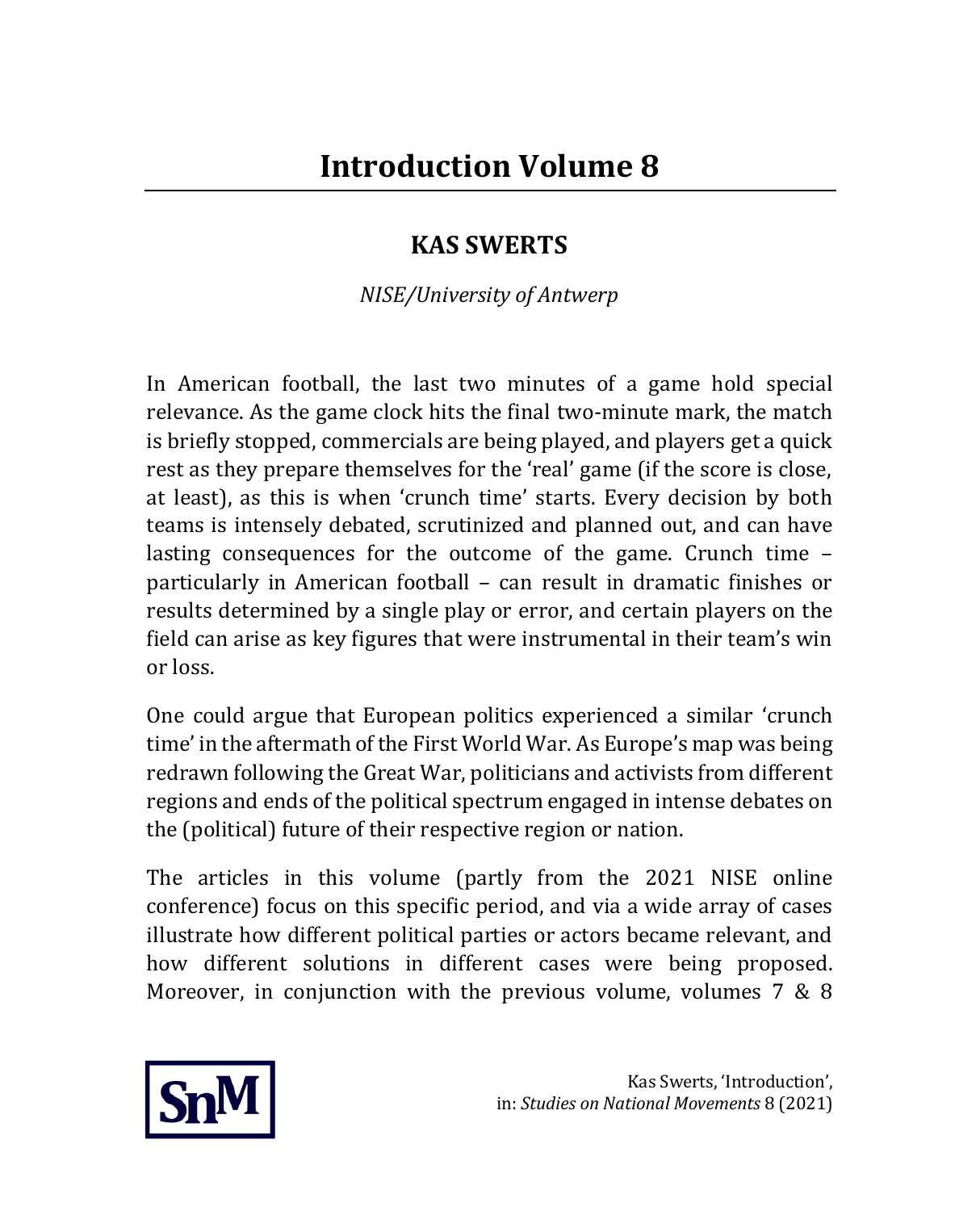# Introduction Volume 8

## KAS SWERTS

*NISE/University of Antwerp*

In American football, the last two minutes of a game hold special relevance. As the game clock hits the final two-minute mark, the match is briefly stopped, commercials are being played, and players get a quick rest as they prepare themselves for the 'real' game (if the score is close, at least), as this is when 'crunch time' starts. Every decision by both teams is intensely debated, scrutinized and planned out, and can have lasting consequences for the outcome of the game. Crunch time – particularly in American football – can result in dramatic finishes or results determined by a single play or error, and certain players on the field can arise as key figures that were instrumental in their team's win or loss.

One could argue that European politics experienced a similar 'crunch time' in the aftermath of the First World War. As Europe's map was being redrawn following the Great War, politicians and activists from different regions and ends of the political spectrum engaged in intense debates on the (political) future of their respective region or nation.

The articles in this volume (partly from the 2021 NISE online conference) focus on this specific period, and via a wide array of cases illustrate how different political parties or actors became relevant, and how different solutions in different cases were being proposed. Moreover, in conjunction with the previous volume, volumes 7 & 8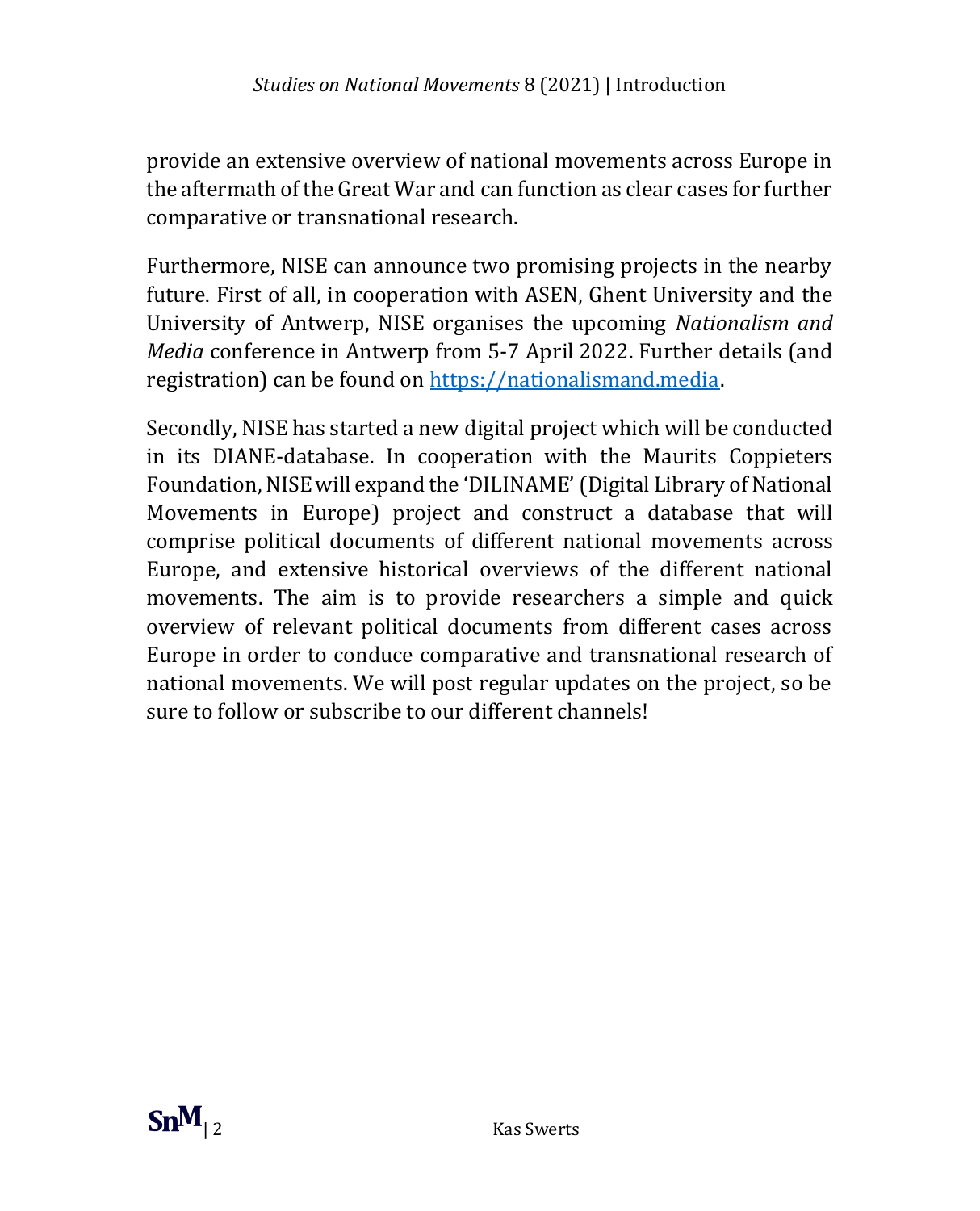provide an extensive overview of national movements across Europe in the aftermath of the Great War and can function as clear cases for further comparative or transnational research.

Furthermore, NISE can announce two promising projects in the nearby future. First of all, in cooperation with ASEN, Ghent University and the University of Antwerp, NISE organises the upcoming *Nationalism and Media* conference in Antwerp from 5-7 April 2022. Further details (and registration) can be found on [https://nationalismand.media](https://nationalismand.media).

Secondly, NISE has started a new digital project which will be conducted in its DIANE-database. In cooperation with the Maurits Coppieters Foundation, NISE will expand the 'DILINAME' (Digital Library of National Movements in Europe) project and construct a database that will comprise political documents of different national movements across Europe, and extensive historical overviews of the different national movements. The aim is to provide researchers a simple and quick overview of relevant political documents from different cases across Europe in order to conduce comparative and transnational research of national movements. We will post regular updates on the project, so be sure to follow or subscribe to our different channels!

Kas Swerts